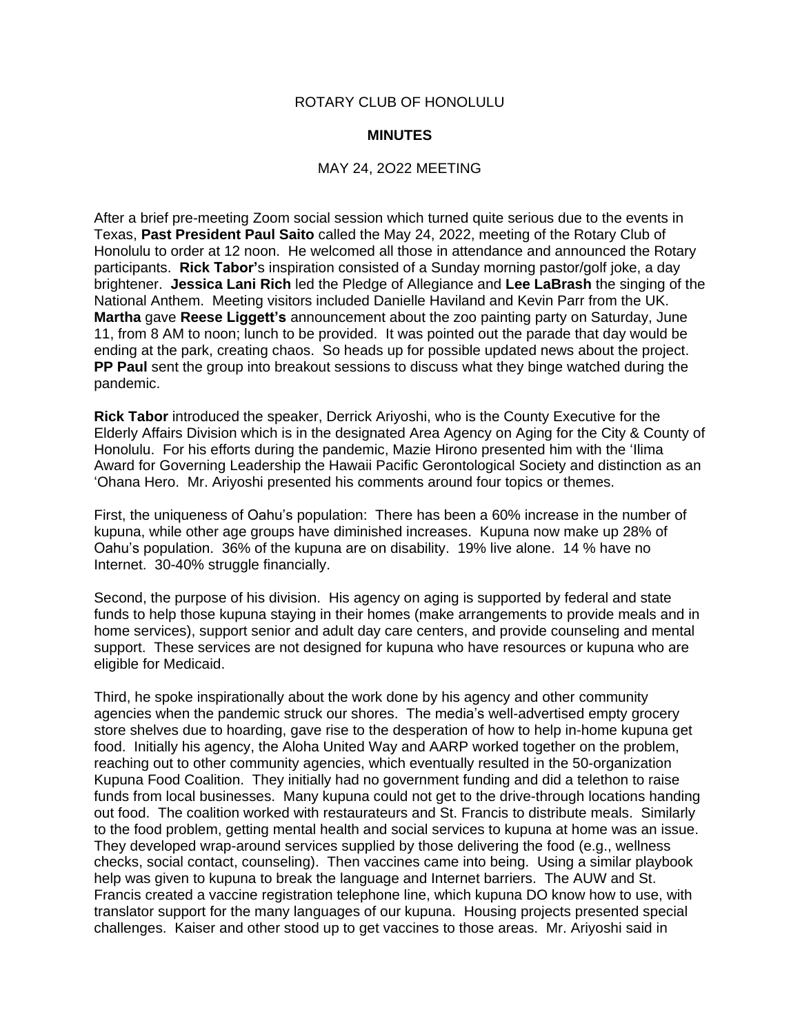ROTARY CLUB OF HONOLULU

**MINUTES**

MAY 24, 2O22 MEETING

After a brief pre-meeting Zoom social session which turned quite serious due to the events in Texas, **Past President Paul Saito** called the May 24, 2022, meeting of the Rotary Club of Honolulu to order at 12 noon. He welcomed all those in attendance and announced the Rotary participants. **Rick Tabor'**s inspiration consisted of a Sunday morning pastor/golf joke, a day brightener. **Jessica Lani Rich** led the Pledge of Allegiance and **Lee LaBrash** the singing of the National Anthem. Meeting visitors included Danielle Haviland and Kevin Parr from the UK. **Martha** gave **Reese Liggett's** announcement about the zoo painting party on Saturday, June 11, from 8 AM to noon; lunch to be provided. It was pointed out the parade that day would be ending at the park, creating chaos. So heads up for possible updated news about the project. **PP Paul** sent the group into breakout sessions to discuss what they binge watched during the pandemic.

**Rick Tabor** introduced the speaker, Derrick Ariyoshi, who is the County Executive for the Elderly Affairs Division which is in the designated Area Agency on Aging for the City & County of Honolulu. For his efforts during the pandemic, Mazie Hirono presented him with the 'Ilima Award for Governing Leadership the Hawaii Pacific Gerontological Society and distinction as an 'Ohana Hero. Mr. Ariyoshi presented his comments around four topics or themes.

First, the uniqueness of Oahu's population: There has been a 60% increase in the number of kupuna, while other age groups have diminished increases. Kupuna now make up 28% of Oahu's population. 36% of the kupuna are on disability. 19% live alone. 14 % have no Internet. 30-40% struggle financially.

Second, the purpose of his division. His agency on aging is supported by federal and state funds to help those kupuna staying in their homes (make arrangements to provide meals and in home services), support senior and adult day care centers, and provide counseling and mental support. These services are not designed for kupuna who have resources or kupuna who are eligible for Medicaid.

Third, he spoke inspirationally about the work done by his agency and other community agencies when the pandemic struck our shores. The media's well-advertised empty grocery store shelves due to hoarding, gave rise to the desperation of how to help in-home kupuna get food. Initially his agency, the Aloha United Way and AARP worked together on the problem, reaching out to other community agencies, which eventually resulted in the 50-organization Kupuna Food Coalition. They initially had no government funding and did a telethon to raise funds from local businesses. Many kupuna could not get to the drive-through locations handing out food. The coalition worked with restaurateurs and St. Francis to distribute meals. Similarly to the food problem, getting mental health and social services to kupuna at home was an issue. They developed wrap-around services supplied by those delivering the food (e.g., wellness checks, social contact, counseling). Then vaccines came into being. Using a similar playbook help was given to kupuna to break the language and Internet barriers. The AUW and St. Francis created a vaccine registration telephone line, which kupuna DO know how to use, with translator support for the many languages of our kupuna. Housing projects presented special challenges. Kaiser and other stood up to get vaccines to those areas. Mr. Ariyoshi said in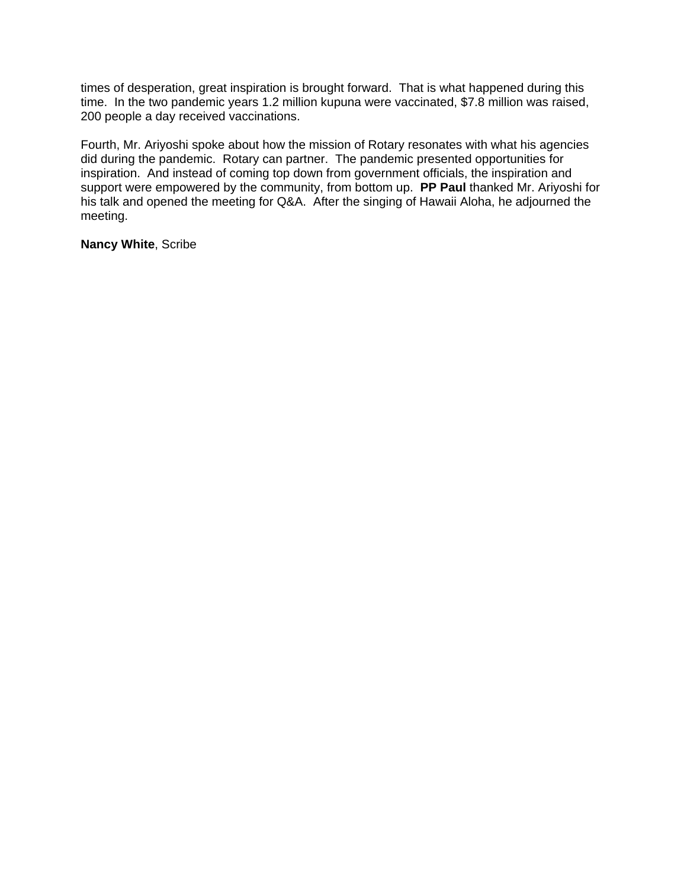times of desperation, great inspiration is brought forward. That is what happened during this time. In the two pandemic years 1.2 million kupuna were vaccinated, $7.8 million was raised, 200 people a day received vaccinations.

Fourth, Mr. Ariyoshi spoke about how the mission of Rotary resonates with what his agencies did during the pandemic. Rotary can partner. The pandemic presented opportunities for inspiration. And instead of coming top down from government officials, the inspiration and support were empowered by the community, from bottom up. **PP Paul** thanked Mr. Ariyoshi for his talk and opened the meeting for Q&A. After the singing of Hawaii Aloha, he adjourned the meeting.

**Nancy White**, Scribe